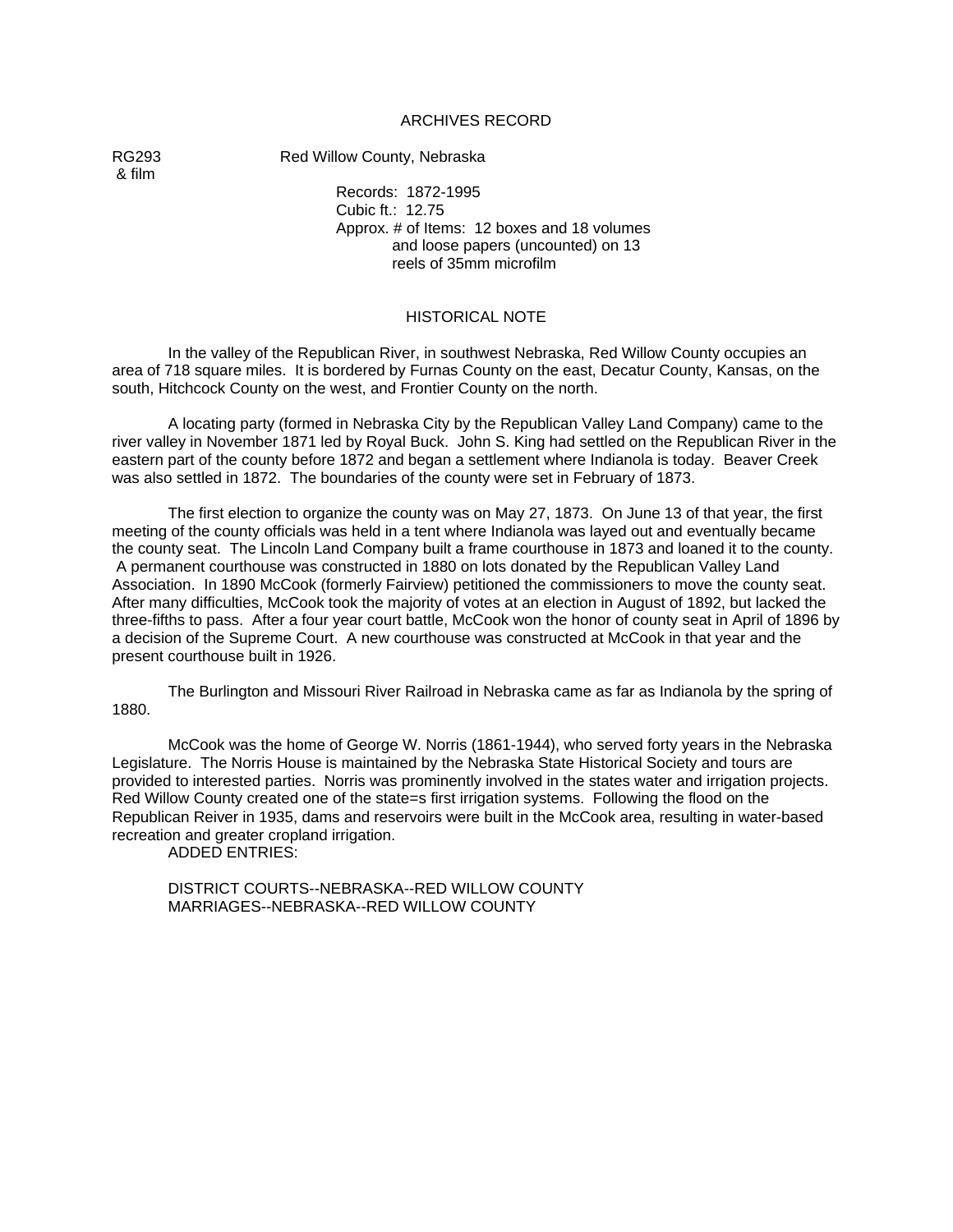# ARCHIVES RECORD

RG293 & film

Red Willow County, Nebraska

Records: 1872-1995
Cubic ft.: 12.75
Approx. # of Items: 12 boxes and 18 volumes and loose papers (uncounted) on 13 reels of 35mm microfilm

## HISTORICAL NOTE

In the valley of the Republican River, in southwest Nebraska, Red Willow County occupies an area of 718 square miles. It is bordered by Furnas County on the east, Decatur County, Kansas, on the south, Hitchcock County on the west, and Frontier County on the north.

A locating party (formed in Nebraska City by the Republican Valley Land Company) came to the river valley in November 1871 led by Royal Buck. John S. King had settled on the Republican River in the eastern part of the county before 1872 and began a settlement where Indianola is today. Beaver Creek was also settled in 1872. The boundaries of the county were set in February of 1873.

The first election to organize the county was on May 27, 1873. On June 13 of that year, the first meeting of the county officials was held in a tent where Indianola was layed out and eventually became the county seat. The Lincoln Land Company built a frame courthouse in 1873 and loaned it to the county. A permanent courthouse was constructed in 1880 on lots donated by the Republican Valley Land Association. In 1890 McCook (formerly Fairview) petitioned the commissioners to move the county seat. After many difficulties, McCook took the majority of votes at an election in August of 1892, but lacked the three-fifths to pass. After a four year court battle, McCook won the honor of county seat in April of 1896 by a decision of the Supreme Court. A new courthouse was constructed at McCook in that year and the present courthouse built in 1926.

The Burlington and Missouri River Railroad in Nebraska came as far as Indianola by the spring of 1880.

McCook was the home of George W. Norris (1861-1944), who served forty years in the Nebraska Legislature. The Norris House is maintained by the Nebraska State Historical Society and tours are provided to interested parties. Norris was prominently involved in the states water and irrigation projects. Red Willow County created one of the state=s first irrigation systems. Following the flood on the Republican Reiver in 1935, dams and reservoirs were built in the McCook area, resulting in water-based recreation and greater cropland irrigation.

ADDED ENTRIES:

DISTRICT COURTS--NEBRASKA--RED WILLOW COUNTY
MARRIAGES--NEBRASKA--RED WILLOW COUNTY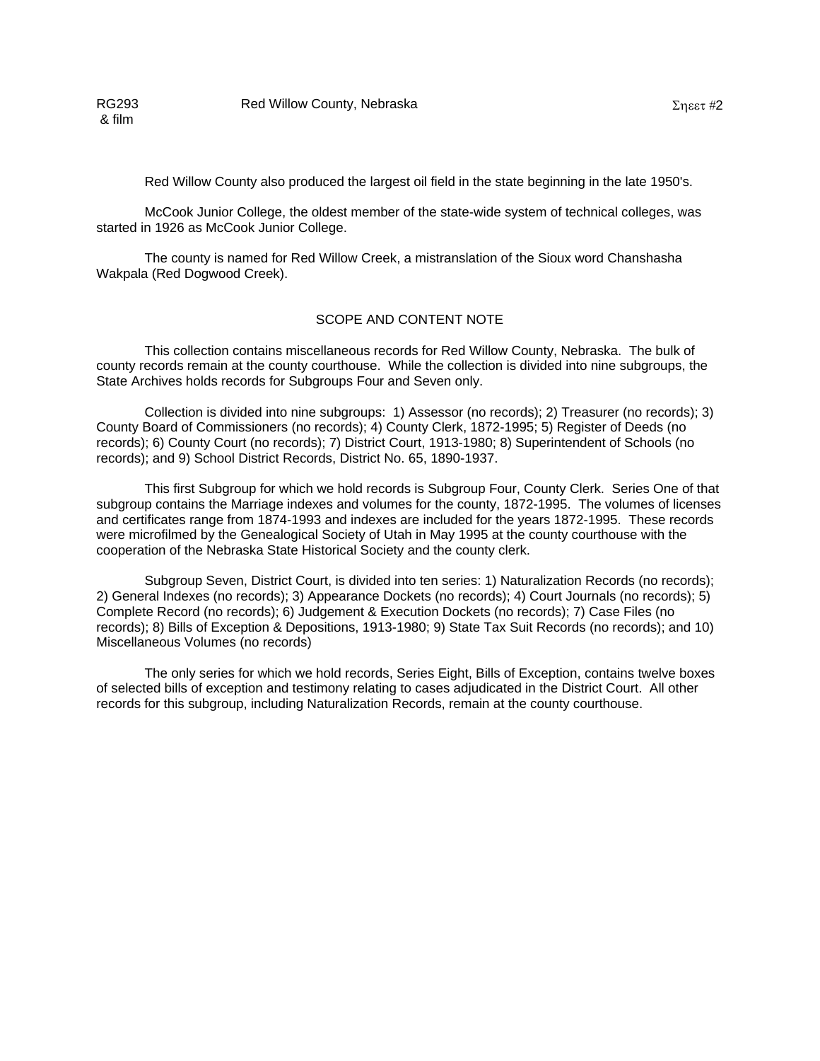Red Willow County also produced the largest oil field in the state beginning in the late 1950's.

McCook Junior College, the oldest member of the state-wide system of technical colleges, was started in 1926 as McCook Junior College.

The county is named for Red Willow Creek, a mistranslation of the Sioux word Chanshasha Wakpala (Red Dogwood Creek).

## SCOPE AND CONTENT NOTE

This collection contains miscellaneous records for Red Willow County, Nebraska. The bulk of county records remain at the county courthouse. While the collection is divided into nine subgroups, the State Archives holds records for Subgroups Four and Seven only.

Collection is divided into nine subgroups: 1) Assessor (no records); 2) Treasurer (no records); 3) County Board of Commissioners (no records); 4) County Clerk, 1872-1995; 5) Register of Deeds (no records); 6) County Court (no records); 7) District Court, 1913-1980; 8) Superintendent of Schools (no records); and 9) School District Records, District No. 65, 1890-1937.

This first Subgroup for which we hold records is Subgroup Four, County Clerk. Series One of that subgroup contains the Marriage indexes and volumes for the county, 1872-1995. The volumes of licenses and certificates range from 1874-1993 and indexes are included for the years 1872-1995. These records were microfilmed by the Genealogical Society of Utah in May 1995 at the county courthouse with the cooperation of the Nebraska State Historical Society and the county clerk.

Subgroup Seven, District Court, is divided into ten series: 1) Naturalization Records (no records); 2) General Indexes (no records); 3) Appearance Dockets (no records); 4) Court Journals (no records); 5) Complete Record (no records); 6) Judgement & Execution Dockets (no records); 7) Case Files (no records); 8) Bills of Exception & Depositions, 1913-1980; 9) State Tax Suit Records (no records); and 10) Miscellaneous Volumes (no records)

The only series for which we hold records, Series Eight, Bills of Exception, contains twelve boxes of selected bills of exception and testimony relating to cases adjudicated in the District Court. All other records for this subgroup, including Naturalization Records, remain at the county courthouse.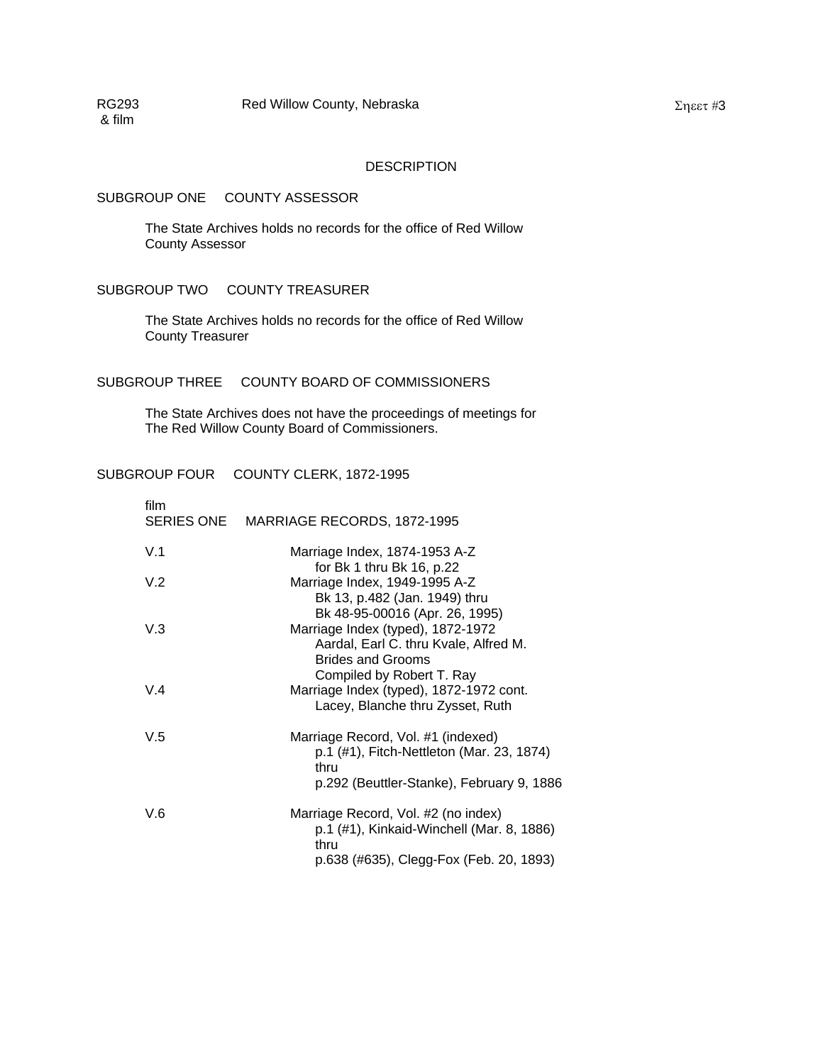RG293 & film — Red Willow County, Nebraska — Sheet #3

## DESCRIPTION

### SUBGROUP ONE COUNTY ASSESSOR

The State Archives holds no records for the office of Red Willow County Assessor

### SUBGROUP TWO COUNTY TREASURER

The State Archives holds no records for the office of Red Willow County Treasurer

### SUBGROUP THREE COUNTY BOARD OF COMMISSIONERS

The State Archives does not have the proceedings of meetings for The Red Willow County Board of Commissioners.

### SUBGROUP FOUR COUNTY CLERK, 1872-1995

film
SERIES ONE MARRIAGE RECORDS, 1872-1995

V.1 — Marriage Index, 1874-1953 A-Z
  for Bk 1 thru Bk 16, p.22

V.2 — Marriage Index, 1949-1995 A-Z
  Bk 13, p.482 (Jan. 1949) thru
  Bk 48-95-00016 (Apr. 26, 1995)

V.3 — Marriage Index (typed), 1872-1972
  Aardal, Earl C. thru Kvale, Alfred M.
  Brides and Grooms
  Compiled by Robert T. Ray

V.4 — Marriage Index (typed), 1872-1972 cont.
  Lacey, Blanche thru Zysset, Ruth

V.5 — Marriage Record, Vol. #1 (indexed)
  p.1 (#1), Fitch-Nettleton (Mar. 23, 1874)
  thru
  p.292 (Beuttler-Stanke), February 9, 1886

V.6 — Marriage Record, Vol. #2 (no index)
  p.1 (#1), Kinkaid-Winchell (Mar. 8, 1886)
  thru
  p.638 (#635), Clegg-Fox (Feb. 20, 1893)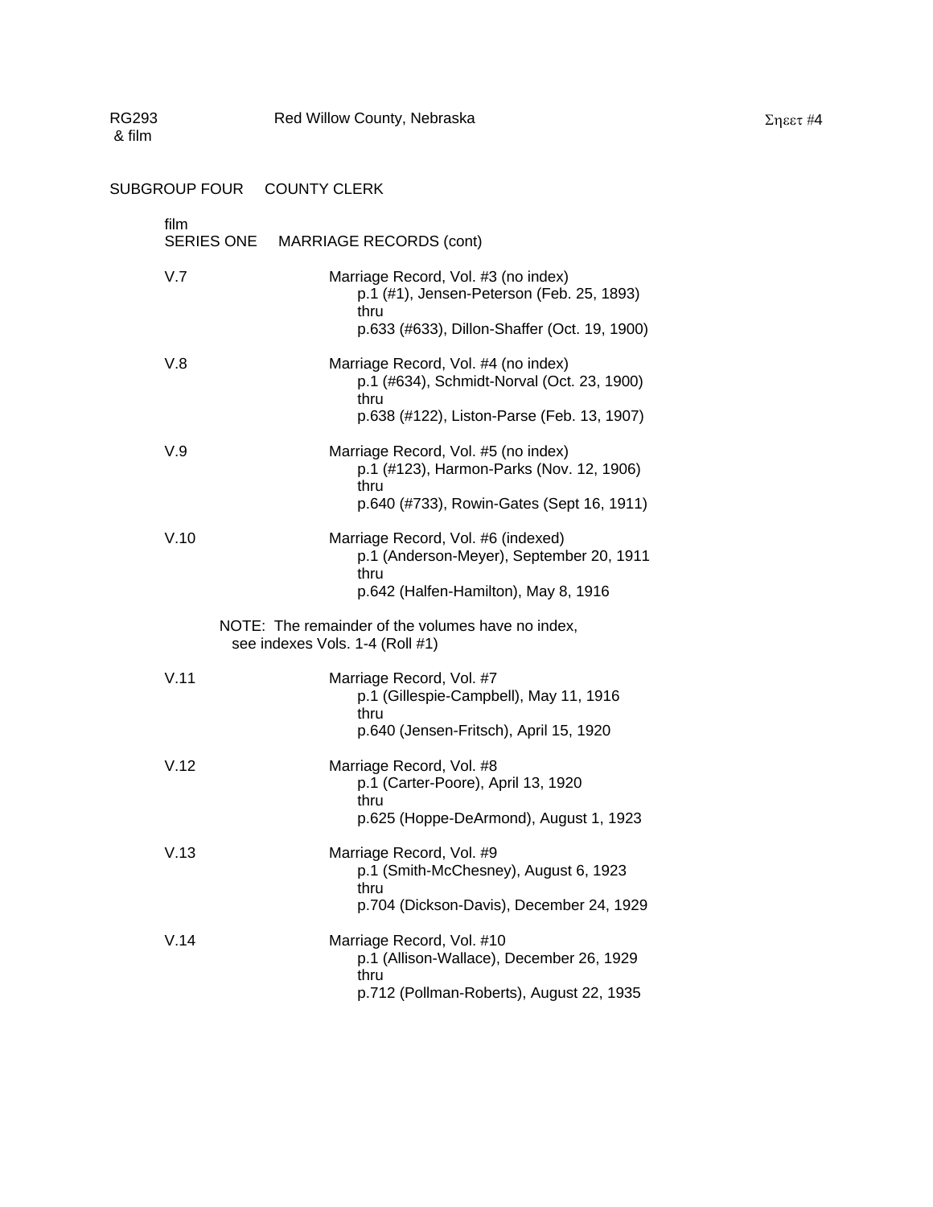RG293 & film Red Willow County, Nebraska Sheet #4

## SUBGROUP FOUR COUNTY CLERK

### film SERIES ONE MARRIAGE RECORDS (cont)

V.7 Marriage Record, Vol. #3 (no index)
p.1 (#1), Jensen-Peterson (Feb. 25, 1893)
thru
p.633 (#633), Dillon-Shaffer (Oct. 19, 1900)

V.8 Marriage Record, Vol. #4 (no index)
p.1 (#634), Schmidt-Norval (Oct. 23, 1900)
thru
p.638 (#122), Liston-Parse (Feb. 13, 1907)

V.9 Marriage Record, Vol. #5 (no index)
p.1 (#123), Harmon-Parks (Nov. 12, 1906)
thru
p.640 (#733), Rowin-Gates (Sept 16, 1911)

V.10 Marriage Record, Vol. #6 (indexed)
p.1 (Anderson-Meyer), September 20, 1911
thru
p.642 (Halfen-Hamilton), May 8, 1916

NOTE: The remainder of the volumes have no index, see indexes Vols. 1-4 (Roll #1)

V.11 Marriage Record, Vol. #7
p.1 (Gillespie-Campbell), May 11, 1916
thru
p.640 (Jensen-Fritsch), April 15, 1920

V.12 Marriage Record, Vol. #8
p.1 (Carter-Poore), April 13, 1920
thru
p.625 (Hoppe-DeArmond), August 1, 1923

V.13 Marriage Record, Vol. #9
p.1 (Smith-McChesney), August 6, 1923
thru
p.704 (Dickson-Davis), December 24, 1929

V.14 Marriage Record, Vol. #10
p.1 (Allison-Wallace), December 26, 1929
thru
p.712 (Pollman-Roberts), August 22, 1935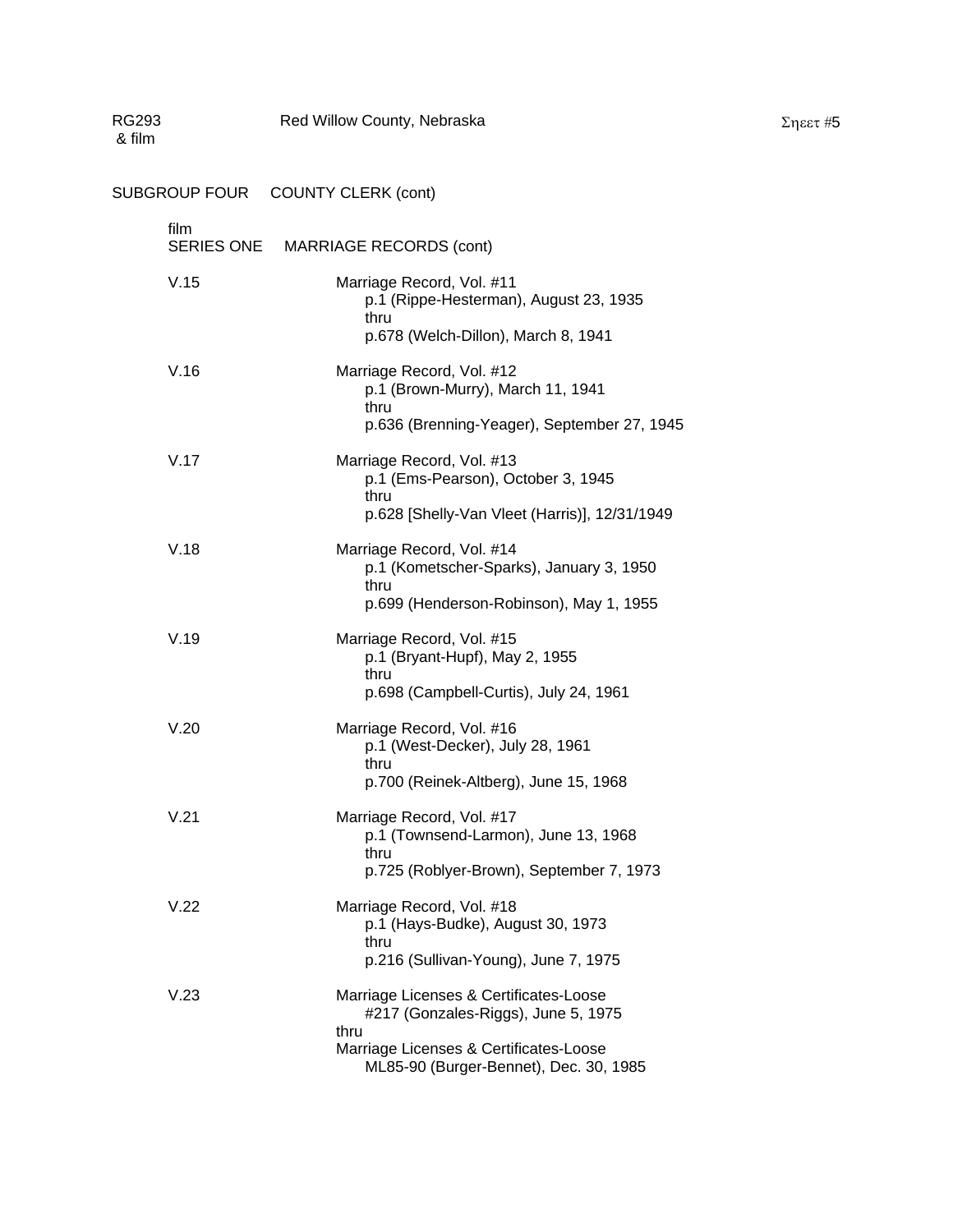RG293 & film — Red Willow County, Nebraska

## SUBGROUP FOUR COUNTY CLERK (cont)

### film SERIES ONE MARRIAGE RECORDS (cont)

V.15 — Marriage Record, Vol. #11
p.1 (Rippe-Hesterman), August 23, 1935
thru
p.678 (Welch-Dillon), March 8, 1941

V.16 — Marriage Record, Vol. #12
p.1 (Brown-Murry), March 11, 1941
thru
p.636 (Brenning-Yeager), September 27, 1945

V.17 — Marriage Record, Vol. #13
p.1 (Ems-Pearson), October 3, 1945
thru
p.628 [Shelly-Van Vleet (Harris)], 12/31/1949

V.18 — Marriage Record, Vol. #14
p.1 (Kometscher-Sparks), January 3, 1950
thru
p.699 (Henderson-Robinson), May 1, 1955

V.19 — Marriage Record, Vol. #15
p.1 (Bryant-Hupf), May 2, 1955
thru
p.698 (Campbell-Curtis), July 24, 1961

V.20 — Marriage Record, Vol. #16
p.1 (West-Decker), July 28, 1961
thru
p.700 (Reinek-Altberg), June 15, 1968

V.21 — Marriage Record, Vol. #17
p.1 (Townsend-Larmon), June 13, 1968
thru
p.725 (Roblyer-Brown), September 7, 1973

V.22 — Marriage Record, Vol. #18
p.1 (Hays-Budke), August 30, 1973
thru
p.216 (Sullivan-Young), June 7, 1975

V.23 — Marriage Licenses & Certificates-Loose
#217 (Gonzales-Riggs), June 5, 1975
thru
Marriage Licenses & Certificates-Loose
ML85-90 (Burger-Bennet), Dec. 30, 1985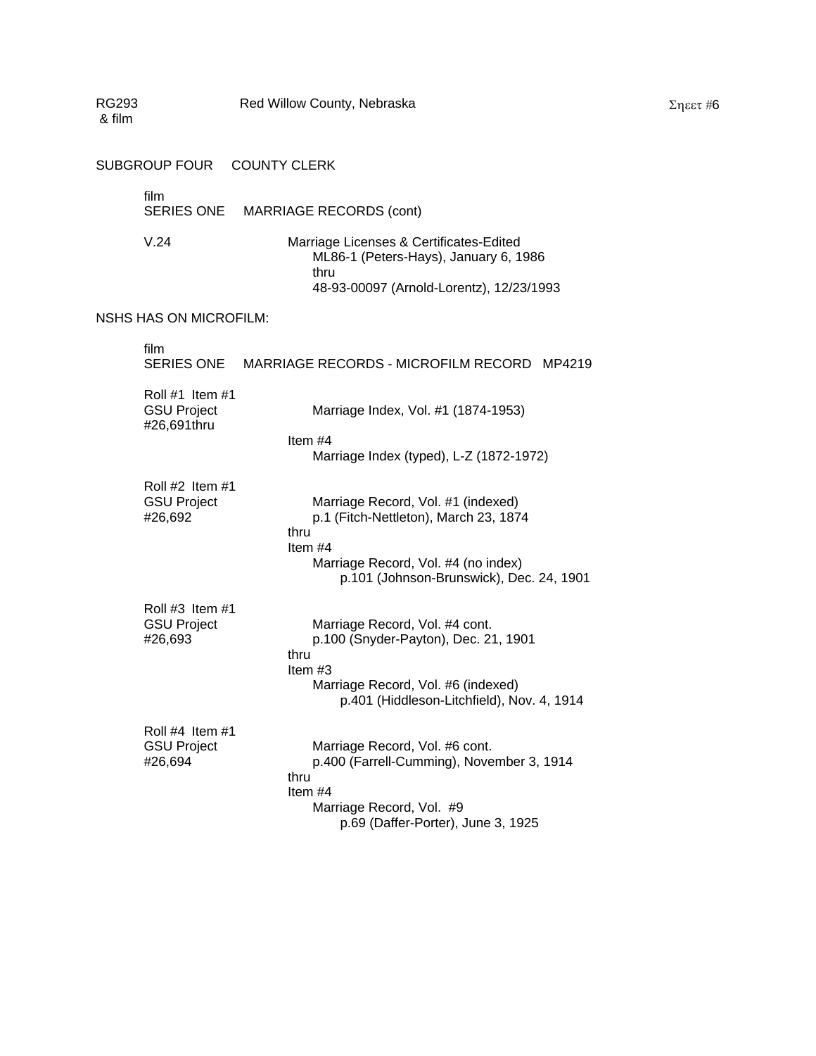RG293 & film — Red Willow County, Nebraska — Sheet #6

## SUBGROUP FOUR COUNTY CLERK

film
### SERIES ONE MARRIAGE RECORDS (cont)

V.24 — Marriage Licenses & Certificates-Edited
ML86-1 (Peters-Hays), January 6, 1986
thru
48-93-00097 (Arnold-Lorentz), 12/23/1993

## NSHS HAS ON MICROFILM:

film
### SERIES ONE MARRIAGE RECORDS - MICROFILM RECORD MP4219

Roll #1 Item #1
GSU Project #26,691thru
Marriage Index, Vol. #1 (1874-1953)
Item #4
Marriage Index (typed), L-Z (1872-1972)

Roll #2 Item #1
GSU Project #26,692
Marriage Record, Vol. #1 (indexed)
p.1 (Fitch-Nettleton), March 23, 1874
thru
Item #4
Marriage Record, Vol. #4 (no index)
p.101 (Johnson-Brunswick), Dec. 24, 1901

Roll #3 Item #1
GSU Project #26,693
Marriage Record, Vol. #4 cont.
p.100 (Snyder-Payton), Dec. 21, 1901
thru
Item #3
Marriage Record, Vol. #6 (indexed)
p.401 (Hiddleson-Litchfield), Nov. 4, 1914

Roll #4 Item #1
GSU Project #26,694
Marriage Record, Vol. #6 cont.
p.400 (Farrell-Cumming), November 3, 1914
thru
Item #4
Marriage Record, Vol. #9
p.69 (Daffer-Porter), June 3, 1925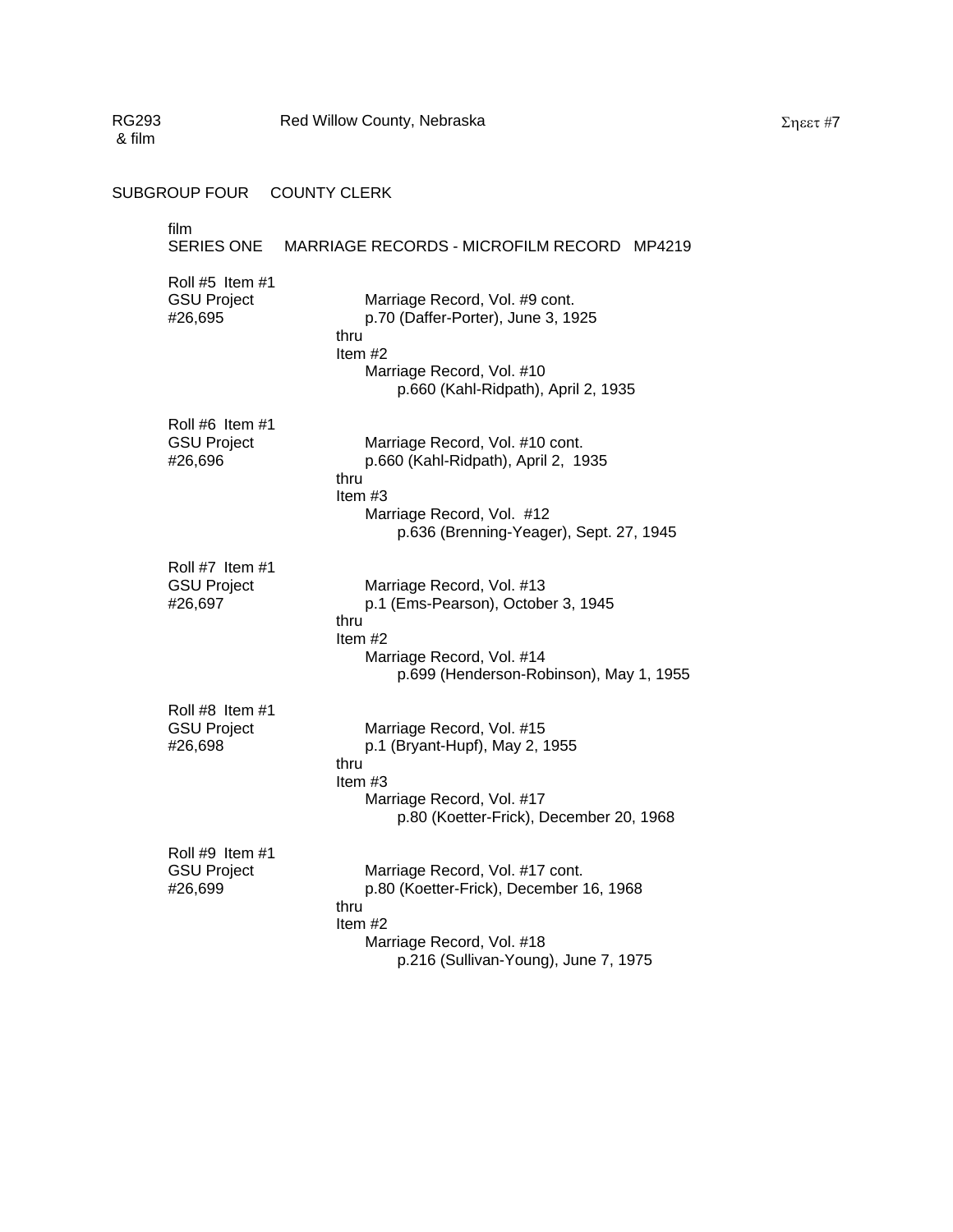RG293 & film — Red Willow County, Nebraska — Sheet #7

## SUBGROUP FOUR COUNTY CLERK

film
### SERIES ONE MARRIAGE RECORDS - MICROFILM RECORD MP4219

Roll #5 Item #1
GSU Project
#26,695

Marriage Record, Vol. #9 cont.
p.70 (Daffer-Porter), June 3, 1925
thru
Item #2
Marriage Record, Vol. #10
p.660 (Kahl-Ridpath), April 2, 1935

Roll #6 Item #1
GSU Project
#26,696

Marriage Record, Vol. #10 cont.
p.660 (Kahl-Ridpath), April 2, 1935
thru
Item #3
Marriage Record, Vol. #12
p.636 (Brenning-Yeager), Sept. 27, 1945

Roll #7 Item #1
GSU Project
#26,697

Marriage Record, Vol. #13
p.1 (Ems-Pearson), October 3, 1945
thru
Item #2
Marriage Record, Vol. #14
p.699 (Henderson-Robinson), May 1, 1955

Roll #8 Item #1
GSU Project
#26,698

Marriage Record, Vol. #15
p.1 (Bryant-Hupf), May 2, 1955
thru
Item #3
Marriage Record, Vol. #17
p.80 (Koetter-Frick), December 20, 1968

Roll #9 Item #1
GSU Project
#26,699

Marriage Record, Vol. #17 cont.
p.80 (Koetter-Frick), December 16, 1968
thru
Item #2
Marriage Record, Vol. #18
p.216 (Sullivan-Young), June 7, 1975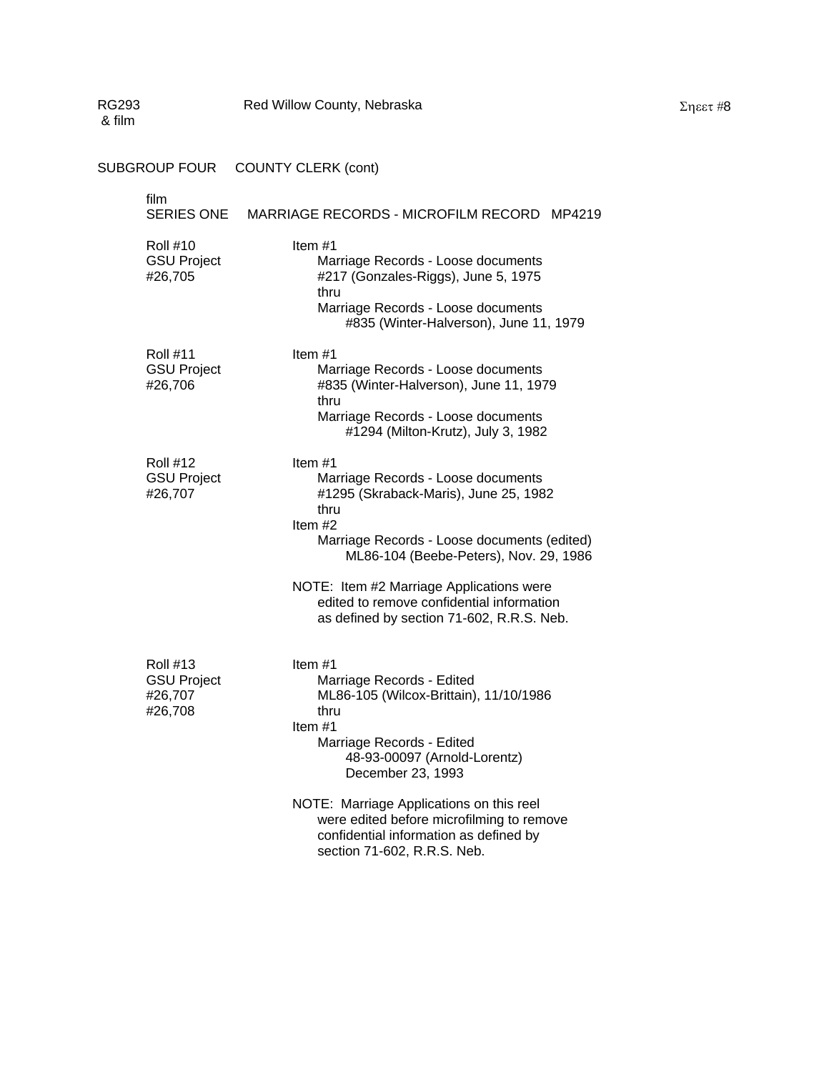RG293 & film — Red Willow County, Nebraska

## SUBGROUP FOUR COUNTY CLERK (cont)

### film SERIES ONE MARRIAGE RECORDS - MICROFILM RECORD MP4219

| Roll | Contents |
|---|---|
| Roll #10<br>GSU Project<br>#26,705 | Item #1<br>Marriage Records - Loose documents<br>#217 (Gonzales-Riggs), June 5, 1975<br>thru<br>Marriage Records - Loose documents<br>#835 (Winter-Halverson), June 11, 1979 |
| Roll #11<br>GSU Project<br>#26,706 | Item #1<br>Marriage Records - Loose documents<br>#835 (Winter-Halverson), June 11, 1979<br>thru<br>Marriage Records - Loose documents<br>#1294 (Milton-Krutz), July 3, 1982 |
| Roll #12<br>GSU Project<br>#26,707 | Item #1<br>Marriage Records - Loose documents<br>#1295 (Skraback-Maris), June 25, 1982<br>thru<br>Item #2<br>Marriage Records - Loose documents (edited)<br>ML86-104 (Beebe-Peters), Nov. 29, 1986<br><br>NOTE: Item #2 Marriage Applications were edited to remove confidential information as defined by section 71-602, R.R.S. Neb. |
| Roll #13<br>GSU Project<br>#26,707<br>#26,708 | Item #1<br>Marriage Records - Edited<br>ML86-105 (Wilcox-Brittain), 11/10/1986<br>thru<br>Item #1<br>Marriage Records - Edited<br>48-93-00097 (Arnold-Lorentz)<br>December 23, 1993<br><br>NOTE: Marriage Applications on this reel were edited before microfilming to remove confidential information as defined by section 71-602, R.R.S. Neb. |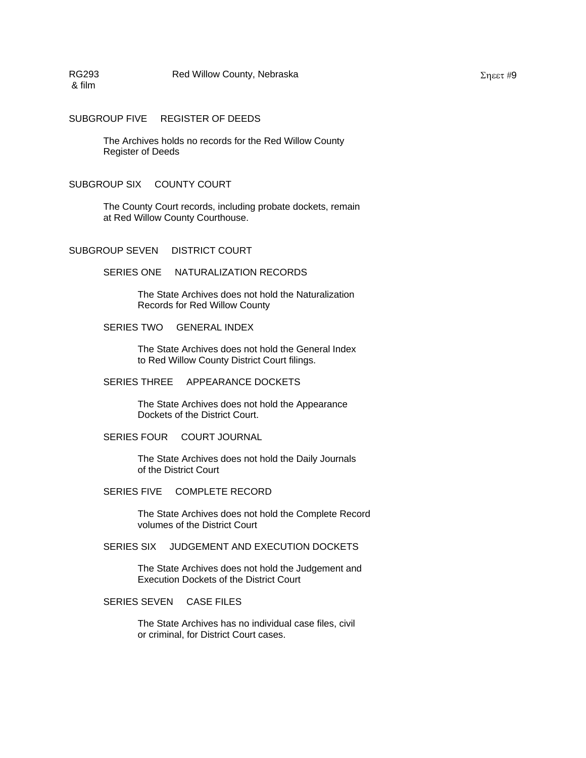## SUBGROUP FIVE REGISTER OF DEEDS

The Archives holds no records for the Red Willow County Register of Deeds

## SUBGROUP SIX COUNTY COURT

The County Court records, including probate dockets, remain at Red Willow County Courthouse.

## SUBGROUP SEVEN DISTRICT COURT

### SERIES ONE NATURALIZATION RECORDS

The State Archives does not hold the Naturalization Records for Red Willow County

### SERIES TWO GENERAL INDEX

The State Archives does not hold the General Index to Red Willow County District Court filings.

### SERIES THREE APPEARANCE DOCKETS

The State Archives does not hold the Appearance Dockets of the District Court.

### SERIES FOUR COURT JOURNAL

The State Archives does not hold the Daily Journals of the District Court

### SERIES FIVE COMPLETE RECORD

The State Archives does not hold the Complete Record volumes of the District Court

### SERIES SIX JUDGEMENT AND EXECUTION DOCKETS

The State Archives does not hold the Judgement and Execution Dockets of the District Court

### SERIES SEVEN CASE FILES

The State Archives has no individual case files, civil or criminal, for District Court cases.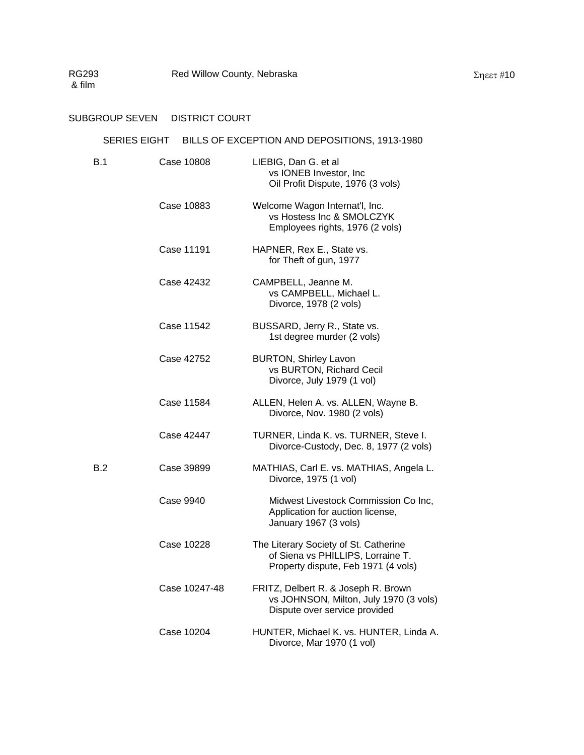RG293 & film — Red Willow County, Nebraska — Sheet #10

## SUBGROUP SEVEN DISTRICT COURT

### SERIES EIGHT BILLS OF EXCEPTION AND DEPOSITIONS, 1913-1980

| | | |
|---|---|---|
| B.1 | Case 10808 | LIEBIG, Dan G. et al<br>vs IONEB Investor, Inc<br>Oil Profit Dispute, 1976 (3 vols) |
| | Case 10883 | Welcome Wagon Internat'l, Inc.<br>vs Hostess Inc & SMOLCZYK<br>Employees rights, 1976 (2 vols) |
| | Case 11191 | HAPNER, Rex E., State vs.<br>for Theft of gun, 1977 |
| | Case 42432 | CAMPBELL, Jeanne M.<br>vs CAMPBELL, Michael L.<br>Divorce, 1978 (2 vols) |
| | Case 11542 | BUSSARD, Jerry R., State vs.<br>1st degree murder (2 vols) |
| | Case 42752 | BURTON, Shirley Lavon<br>vs BURTON, Richard Cecil<br>Divorce, July 1979 (1 vol) |
| | Case 11584 | ALLEN, Helen A. vs. ALLEN, Wayne B.<br>Divorce, Nov. 1980 (2 vols) |
| | Case 42447 | TURNER, Linda K. vs. TURNER, Steve I.<br>Divorce-Custody, Dec. 8, 1977 (2 vols) |
| B.2 | Case 39899 | MATHIAS, Carl E. vs. MATHIAS, Angela L.<br>Divorce, 1975 (1 vol) |
| | Case 9940 | Midwest Livestock Commission Co Inc,<br>Application for auction license,<br>January 1967 (3 vols) |
| | Case 10228 | The Literary Society of St. Catherine<br>of Siena vs PHILLIPS, Lorraine T.<br>Property dispute, Feb 1971 (4 vols) |
| | Case 10247-48 | FRITZ, Delbert R. & Joseph R. Brown<br>vs JOHNSON, Milton, July 1970 (3 vols)<br>Dispute over service provided |
| | Case 10204 | HUNTER, Michael K. vs. HUNTER, Linda A.<br>Divorce, Mar 1970 (1 vol) |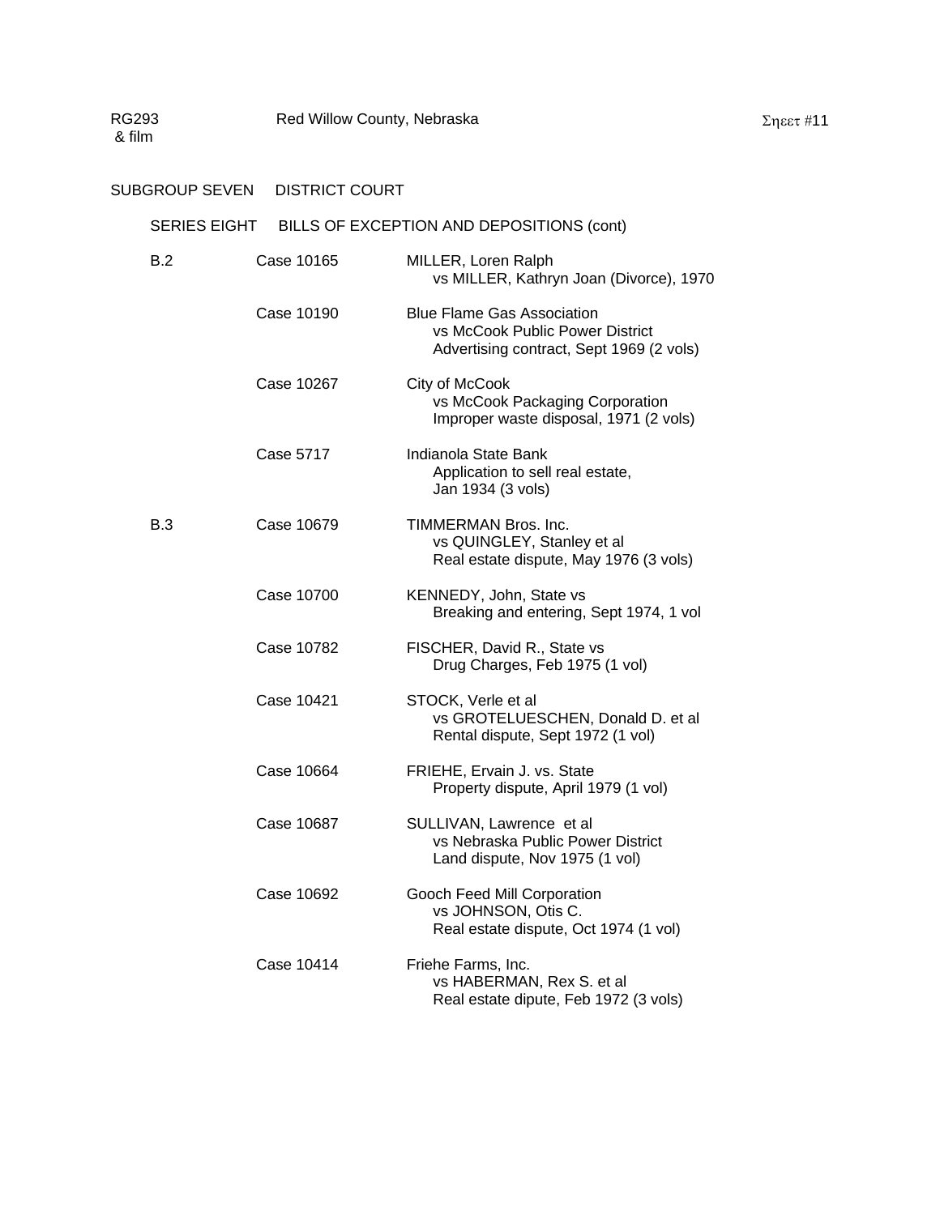RG293 & film — Red Willow County, Nebraska — Σηεετ #11

## SUBGROUP SEVEN DISTRICT COURT

### SERIES EIGHT BILLS OF EXCEPTION AND DEPOSITIONS (cont)

| | | |
|---|---|---|
| B.2 | Case 10165 | MILLER, Loren Ralph<br>vs MILLER, Kathryn Joan (Divorce), 1970 |
| | Case 10190 | Blue Flame Gas Association<br>vs McCook Public Power District<br>Advertising contract, Sept 1969 (2 vols) |
| | Case 10267 | City of McCook<br>vs McCook Packaging Corporation<br>Improper waste disposal, 1971 (2 vols) |
| | Case 5717 | Indianola State Bank<br>Application to sell real estate,<br>Jan 1934 (3 vols) |
| B.3 | Case 10679 | TIMMERMAN Bros. Inc.<br>vs QUINGLEY, Stanley et al<br>Real estate dispute, May 1976 (3 vols) |
| | Case 10700 | KENNEDY, John, State vs<br>Breaking and entering, Sept 1974, 1 vol |
| | Case 10782 | FISCHER, David R., State vs<br>Drug Charges, Feb 1975 (1 vol) |
| | Case 10421 | STOCK, Verle et al<br>vs GROTELUESCHEN, Donald D. et al<br>Rental dispute, Sept 1972 (1 vol) |
| | Case 10664 | FRIEHE, Ervain J. vs. State<br>Property dispute, April 1979 (1 vol) |
| | Case 10687 | SULLIVAN, Lawrence et al<br>vs Nebraska Public Power District<br>Land dispute, Nov 1975 (1 vol) |
| | Case 10692 | Gooch Feed Mill Corporation<br>vs JOHNSON, Otis C.<br>Real estate dispute, Oct 1974 (1 vol) |
| | Case 10414 | Friehe Farms, Inc.<br>vs HABERMAN, Rex S. et al<br>Real estate dipute, Feb 1972 (3 vols) |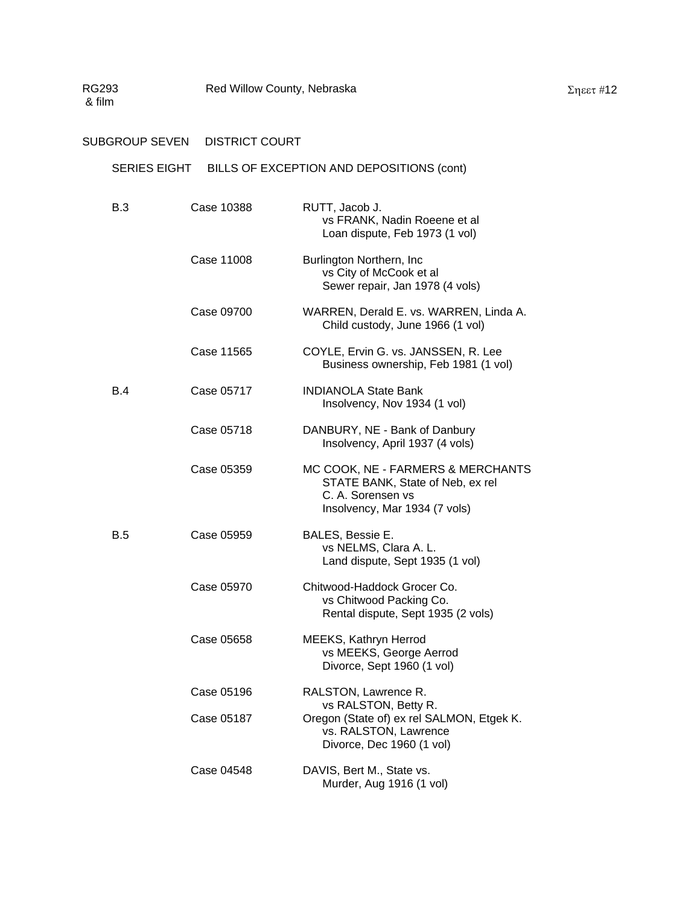RG293 & film — Red Willow County, Nebraska

## SUBGROUP SEVEN DISTRICT COURT

### SERIES EIGHT BILLS OF EXCEPTION AND DEPOSITIONS (cont)

| | | |
|---|---|---|
| B.3 | Case 10388 | RUTT, Jacob J. vs FRANK, Nadin Roeene et al Loan dispute, Feb 1973 (1 vol) |
| | Case 11008 | Burlington Northern, Inc vs City of McCook et al Sewer repair, Jan 1978 (4 vols) |
| | Case 09700 | WARREN, Derald E. vs. WARREN, Linda A. Child custody, June 1966 (1 vol) |
| | Case 11565 | COYLE, Ervin G. vs. JANSSEN, R. Lee Business ownership, Feb 1981 (1 vol) |
| B.4 | Case 05717 | INDIANOLA State Bank Insolvency, Nov 1934 (1 vol) |
| | Case 05718 | DANBURY, NE - Bank of Danbury Insolvency, April 1937 (4 vols) |
| | Case 05359 | MC COOK, NE - FARMERS & MERCHANTS STATE BANK, State of Neb, ex rel C. A. Sorensen vs Insolvency, Mar 1934 (7 vols) |
| B.5 | Case 05959 | BALES, Bessie E. vs NELMS, Clara A. L. Land dispute, Sept 1935 (1 vol) |
| | Case 05970 | Chitwood-Haddock Grocer Co. vs Chitwood Packing Co. Rental dispute, Sept 1935 (2 vols) |
| | Case 05658 | MEEKS, Kathryn Herrod vs MEEKS, George Aerrod Divorce, Sept 1960 (1 vol) |
| | Case 05196 | RALSTON, Lawrence R. vs RALSTON, Betty R. |
| | Case 05187 | Oregon (State of) ex rel SALMON, Etgek K. vs. RALSTON, Lawrence Divorce, Dec 1960 (1 vol) |
| | Case 04548 | DAVIS, Bert M., State vs. Murder, Aug 1916 (1 vol) |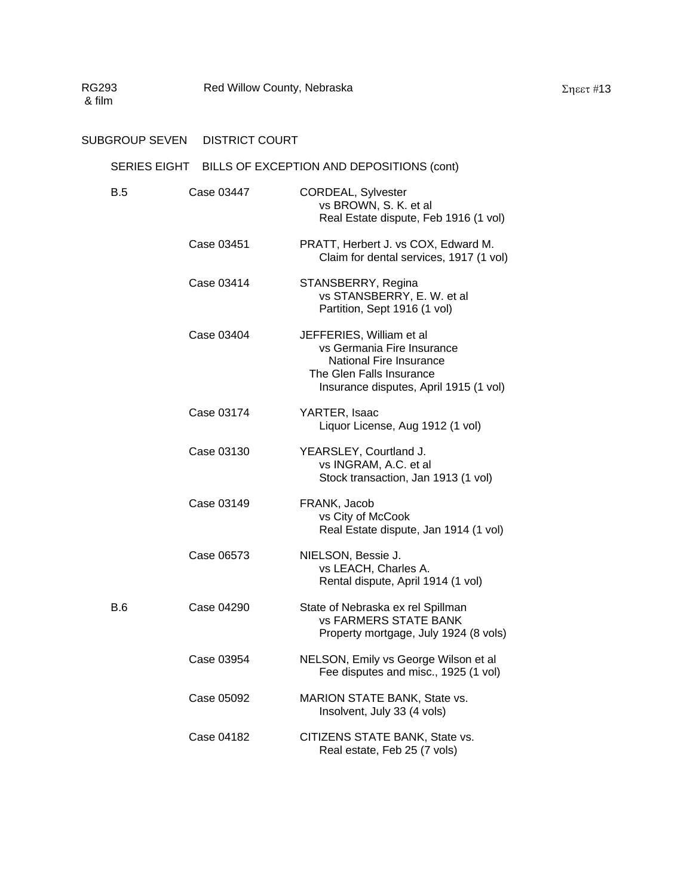RG293
& film

Red Willow County, Nebraska

Sheet #13

## SUBGROUP SEVEN DISTRICT COURT

### SERIES EIGHT BILLS OF EXCEPTION AND DEPOSITIONS (cont)

| | | |
|---|---|---|
| B.5 | Case 03447 | CORDEAL, Sylvester<br>vs BROWN, S. K. et al<br>Real Estate dispute, Feb 1916 (1 vol) |
| | Case 03451 | PRATT, Herbert J. vs COX, Edward M.<br>Claim for dental services, 1917 (1 vol) |
| | Case 03414 | STANSBERRY, Regina<br>vs STANSBERRY, E. W. et al<br>Partition, Sept 1916 (1 vol) |
| | Case 03404 | JEFFERIES, William et al<br>vs Germania Fire Insurance<br>National Fire Insurance<br>The Glen Falls Insurance<br>Insurance disputes, April 1915 (1 vol) |
| | Case 03174 | YARTER, Isaac<br>Liquor License, Aug 1912 (1 vol) |
| | Case 03130 | YEARSLEY, Courtland J.<br>vs INGRAM, A.C. et al<br>Stock transaction, Jan 1913 (1 vol) |
| | Case 03149 | FRANK, Jacob<br>vs City of McCook<br>Real Estate dispute, Jan 1914 (1 vol) |
| | Case 06573 | NIELSON, Bessie J.<br>vs LEACH, Charles A.<br>Rental dispute, April 1914 (1 vol) |
| B.6 | Case 04290 | State of Nebraska ex rel Spillman<br>vs FARMERS STATE BANK<br>Property mortgage, July 1924 (8 vols) |
| | Case 03954 | NELSON, Emily vs George Wilson et al<br>Fee disputes and misc., 1925 (1 vol) |
| | Case 05092 | MARION STATE BANK, State vs.<br>Insolvent, July 33 (4 vols) |
| | Case 04182 | CITIZENS STATE BANK, State vs.<br>Real estate, Feb 25 (7 vols) |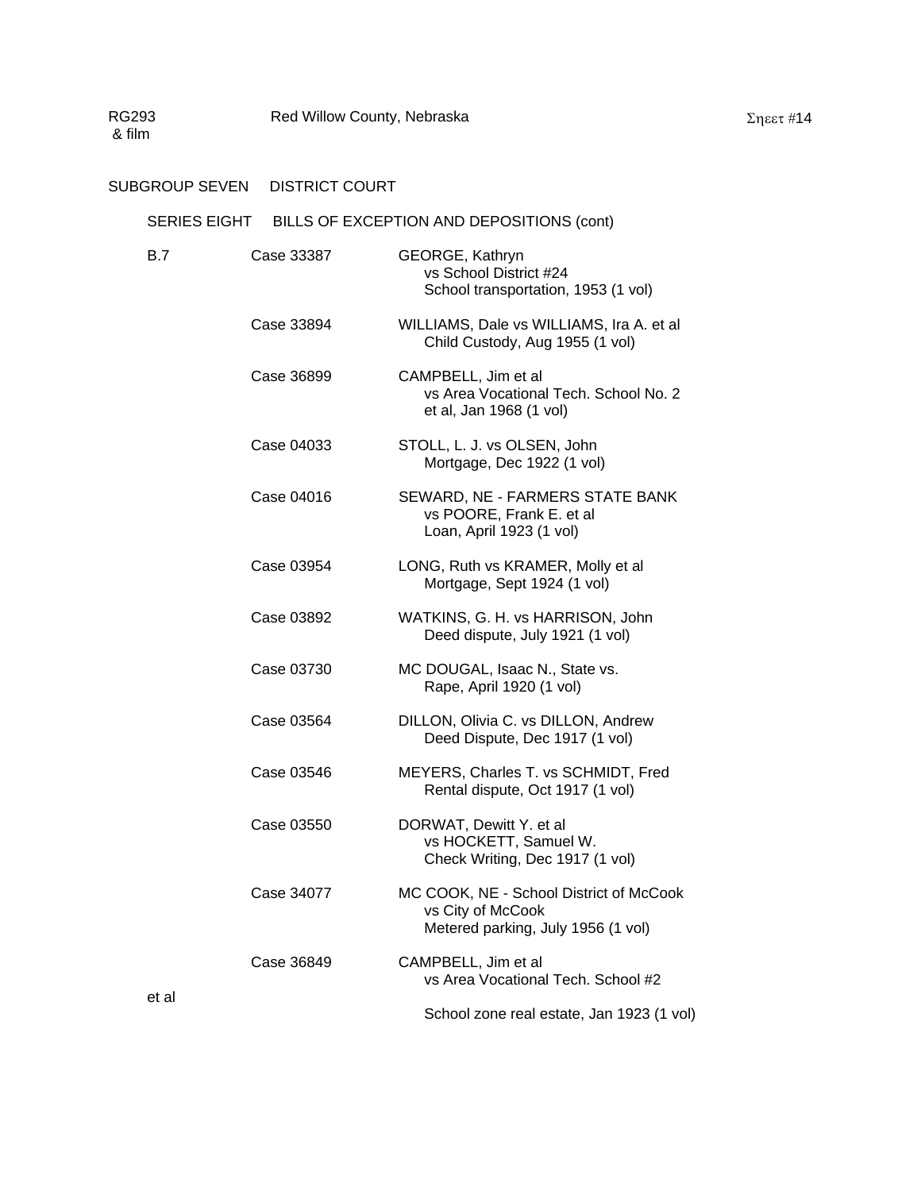## SUBGROUP SEVEN DISTRICT COURT

### SERIES EIGHT BILLS OF EXCEPTION AND DEPOSITIONS (cont)

| | | |
|---|---|---|
| B.7 | Case 33387 | GEORGE, Kathryn vs School District #24 School transportation, 1953 (1 vol) |
| | Case 33894 | WILLIAMS, Dale vs WILLIAMS, Ira A. et al Child Custody, Aug 1955 (1 vol) |
| | Case 36899 | CAMPBELL, Jim et al vs Area Vocational Tech. School No. 2 et al, Jan 1968 (1 vol) |
| | Case 04033 | STOLL, L. J. vs OLSEN, John Mortgage, Dec 1922 (1 vol) |
| | Case 04016 | SEWARD, NE - FARMERS STATE BANK vs POORE, Frank E. et al Loan, April 1923 (1 vol) |
| | Case 03954 | LONG, Ruth vs KRAMER, Molly et al Mortgage, Sept 1924 (1 vol) |
| | Case 03892 | WATKINS, G. H. vs HARRISON, John Deed dispute, July 1921 (1 vol) |
| | Case 03730 | MC DOUGAL, Isaac N., State vs. Rape, April 1920 (1 vol) |
| | Case 03564 | DILLON, Olivia C. vs DILLON, Andrew Deed Dispute, Dec 1917 (1 vol) |
| | Case 03546 | MEYERS, Charles T. vs SCHMIDT, Fred Rental dispute, Oct 1917 (1 vol) |
| | Case 03550 | DORWAT, Dewitt Y. et al vs HOCKETT, Samuel W. Check Writing, Dec 1917 (1 vol) |
| | Case 34077 | MC COOK, NE - School District of McCook vs City of McCook Metered parking, July 1956 (1 vol) |
| | Case 36849 | CAMPBELL, Jim et al vs Area Vocational Tech. School #2 et al School zone real estate, Jan 1923 (1 vol) |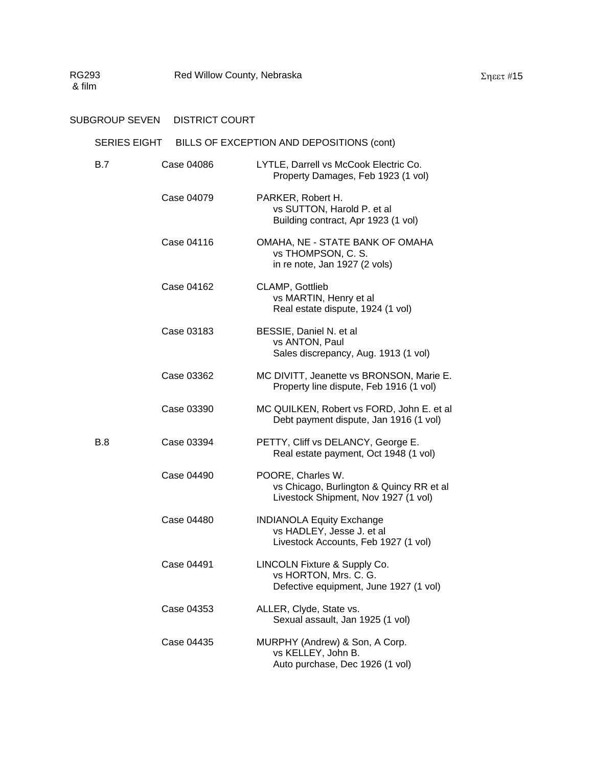RG293 & film — Red Willow County, Nebraska — Sheet #15

## SUBGROUP SEVEN DISTRICT COURT

### SERIES EIGHT BILLS OF EXCEPTION AND DEPOSITIONS (cont)

| Box | Case | Description |
|---|---|---|
| B.7 | Case 04086 | LYTLE, Darrell vs McCook Electric Co.<br>Property Damages, Feb 1923 (1 vol) |
| | Case 04079 | PARKER, Robert H.<br>vs SUTTON, Harold P. et al<br>Building contract, Apr 1923 (1 vol) |
| | Case 04116 | OMAHA, NE - STATE BANK OF OMAHA<br>vs THOMPSON, C. S.<br>in re note, Jan 1927 (2 vols) |
| | Case 04162 | CLAMP, Gottlieb<br>vs MARTIN, Henry et al<br>Real estate dispute, 1924 (1 vol) |
| | Case 03183 | BESSIE, Daniel N. et al<br>vs ANTON, Paul<br>Sales discrepancy, Aug. 1913 (1 vol) |
| | Case 03362 | MC DIVITT, Jeanette vs BRONSON, Marie E.<br>Property line dispute, Feb 1916 (1 vol) |
| | Case 03390 | MC QUILKEN, Robert vs FORD, John E. et al<br>Debt payment dispute, Jan 1916 (1 vol) |
| B.8 | Case 03394 | PETTY, Cliff vs DELANCY, George E.<br>Real estate payment, Oct 1948 (1 vol) |
| | Case 04490 | POORE, Charles W.<br>vs Chicago, Burlington & Quincy RR et al<br>Livestock Shipment, Nov 1927 (1 vol) |
| | Case 04480 | INDIANOLA Equity Exchange<br>vs HADLEY, Jesse J. et al<br>Livestock Accounts, Feb 1927 (1 vol) |
| | Case 04491 | LINCOLN Fixture & Supply Co.<br>vs HORTON, Mrs. C. G.<br>Defective equipment, June 1927 (1 vol) |
| | Case 04353 | ALLER, Clyde, State vs.<br>Sexual assault, Jan 1925 (1 vol) |
| | Case 04435 | MURPHY (Andrew) & Son, A Corp.<br>vs KELLEY, John B.<br>Auto purchase, Dec 1926 (1 vol) |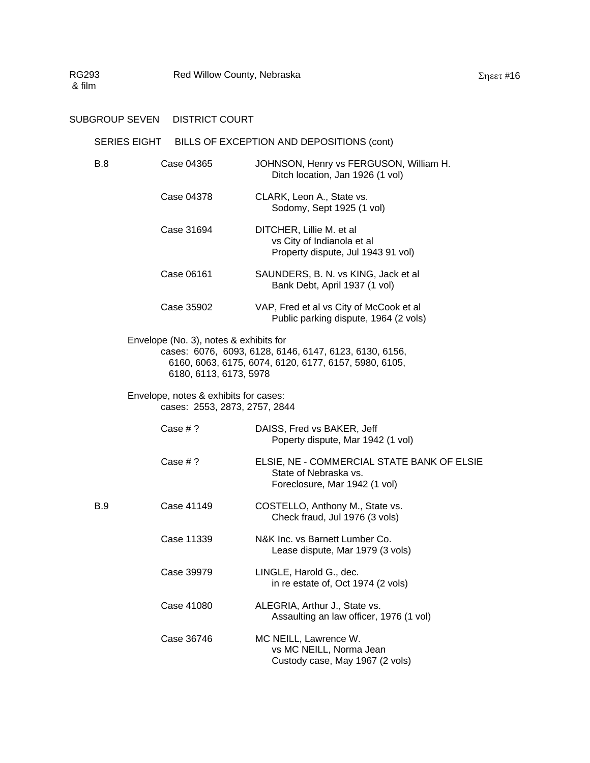RG293 & film — Red Willow County, Nebraska

## SUBGROUP SEVEN DISTRICT COURT

### SERIES EIGHT BILLS OF EXCEPTION AND DEPOSITIONS (cont)

| | | |
|---|---|---|
| B.8 | Case 04365 | JOHNSON, Henry vs FERGUSON, William H.<br>Ditch location, Jan 1926 (1 vol) |
| | Case 04378 | CLARK, Leon A., State vs.<br>Sodomy, Sept 1925 (1 vol) |
| | Case 31694 | DITCHER, Lillie M. et al<br>vs City of Indianola et al<br>Property dispute, Jul 1943 91 vol) |
| | Case 06161 | SAUNDERS, B. N. vs KING, Jack et al<br>Bank Debt, April 1937 (1 vol) |
| | Case 35902 | VAP, Fred et al vs City of McCook et al<br>Public parking dispute, 1964 (2 vols) |

Envelope (No. 3), notes & exhibits for
cases: 6076, 6093, 6128, 6146, 6147, 6123, 6130, 6156, 6160, 6063, 6175, 6074, 6120, 6177, 6157, 5980, 6105, 6180, 6113, 6173, 5978

Envelope, notes & exhibits for cases:
cases: 2553, 2873, 2757, 2844

| | | |
|---|---|---|
| | Case # ? | DAISS, Fred vs BAKER, Jeff<br>Poperty dispute, Mar 1942 (1 vol) |
| | Case # ? | ELSIE, NE - COMMERCIAL STATE BANK OF ELSIE<br>State of Nebraska vs.<br>Foreclosure, Mar 1942 (1 vol) |
| B.9 | Case 41149 | COSTELLO, Anthony M., State vs.<br>Check fraud, Jul 1976 (3 vols) |
| | Case 11339 | N&K Inc. vs Barnett Lumber Co.<br>Lease dispute, Mar 1979 (3 vols) |
| | Case 39979 | LINGLE, Harold G., dec.<br>in re estate of, Oct 1974 (2 vols) |
| | Case 41080 | ALEGRIA, Arthur J., State vs.<br>Assaulting an law officer, 1976 (1 vol) |
| | Case 36746 | MC NEILL, Lawrence W.<br>vs MC NEILL, Norma Jean<br>Custody case, May 1967 (2 vols) |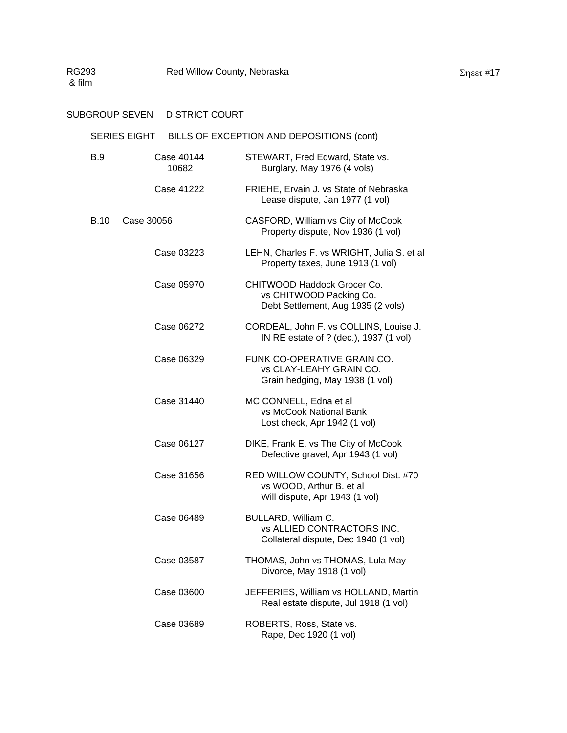RG293 & film     Red Willow County, Nebraska     Σηεετ #17

## SUBGROUP SEVEN   DISTRICT COURT

### SERIES EIGHT   BILLS OF EXCEPTION AND DEPOSITIONS (cont)

| | | |
|---|---|---|
| B.9 | Case 40144<br>10682 | STEWART, Fred Edward, State vs.<br>Burglary, May 1976 (4 vols) |
| | Case 41222 | FRIEHE, Ervain J. vs State of Nebraska<br>Lease dispute, Jan 1977 (1 vol) |
| B.10 | Case 30056 | CASFORD, William vs City of McCook<br>Property dispute, Nov 1936 (1 vol) |
| | Case 03223 | LEHN, Charles F. vs WRIGHT, Julia S. et al<br>Property taxes, June 1913 (1 vol) |
| | Case 05970 | CHITWOOD Haddock Grocer Co.<br>vs CHITWOOD Packing Co.<br>Debt Settlement, Aug 1935 (2 vols) |
| | Case 06272 | CORDEAL, John F. vs COLLINS, Louise J.<br>IN RE estate of ? (dec.), 1937 (1 vol) |
| | Case 06329 | FUNK CO-OPERATIVE GRAIN CO.<br>vs CLAY-LEAHY GRAIN CO.<br>Grain hedging, May 1938 (1 vol) |
| | Case 31440 | MC CONNELL, Edna et al<br>vs McCook National Bank<br>Lost check, Apr 1942 (1 vol) |
| | Case 06127 | DIKE, Frank E. vs The City of McCook<br>Defective gravel, Apr 1943 (1 vol) |
| | Case 31656 | RED WILLOW COUNTY, School Dist. #70<br>vs WOOD, Arthur B. et al<br>Will dispute, Apr 1943 (1 vol) |
| | Case 06489 | BULLARD, William C.<br>vs ALLIED CONTRACTORS INC.<br>Collateral dispute, Dec 1940 (1 vol) |
| | Case 03587 | THOMAS, John vs THOMAS, Lula May<br>Divorce, May 1918 (1 vol) |
| | Case 03600 | JEFFERIES, William vs HOLLAND, Martin<br>Real estate dispute, Jul 1918 (1 vol) |
| | Case 03689 | ROBERTS, Ross, State vs.<br>Rape, Dec 1920 (1 vol) |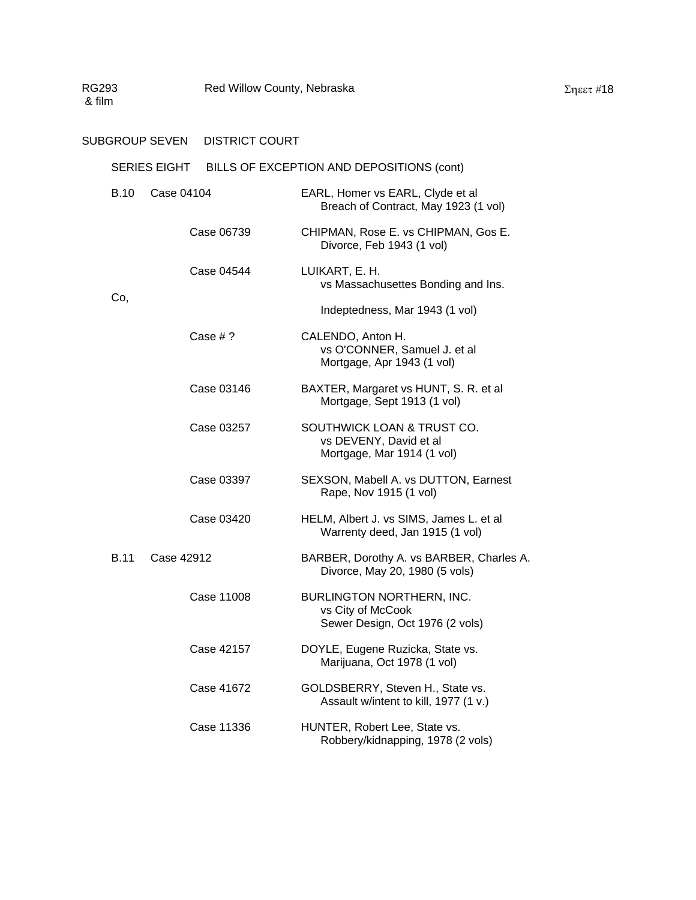RG293 & film — Red Willow County, Nebraska

## SUBGROUP SEVEN DISTRICT COURT

### SERIES EIGHT BILLS OF EXCEPTION AND DEPOSITIONS (cont)

| Box | Case | Description |
|---|---|---|
| B.10 | Case 04104 | EARL, Homer vs EARL, Clyde et al<br>Breach of Contract, May 1923 (1 vol) |
| | Case 06739 | CHIPMAN, Rose E. vs CHIPMAN, Gos E.<br>Divorce, Feb 1943 (1 vol) |
| | Case 04544 | LUIKART, E. H.<br>vs Massachusettes Bonding and Ins. Co,<br>Indeptedness, Mar 1943 (1 vol) |
| | Case # ? | CALENDO, Anton H.<br>vs O'CONNER, Samuel J. et al<br>Mortgage, Apr 1943 (1 vol) |
| | Case 03146 | BAXTER, Margaret vs HUNT, S. R. et al<br>Mortgage, Sept 1913 (1 vol) |
| | Case 03257 | SOUTHWICK LOAN & TRUST CO.<br>vs DEVENY, David et al<br>Mortgage, Mar 1914 (1 vol) |
| | Case 03397 | SEXSON, Mabell A. vs DUTTON, Earnest<br>Rape, Nov 1915 (1 vol) |
| | Case 03420 | HELM, Albert J. vs SIMS, James L. et al<br>Warrenty deed, Jan 1915 (1 vol) |
| B.11 | Case 42912 | BARBER, Dorothy A. vs BARBER, Charles A.<br>Divorce, May 20, 1980 (5 vols) |
| | Case 11008 | BURLINGTON NORTHERN, INC.<br>vs City of McCook<br>Sewer Design, Oct 1976 (2 vols) |
| | Case 42157 | DOYLE, Eugene Ruzicka, State vs.<br>Marijuana, Oct 1978 (1 vol) |
| | Case 41672 | GOLDSBERRY, Steven H., State vs.<br>Assault w/intent to kill, 1977 (1 v.) |
| | Case 11336 | HUNTER, Robert Lee, State vs.<br>Robbery/kidnapping, 1978 (2 vols) |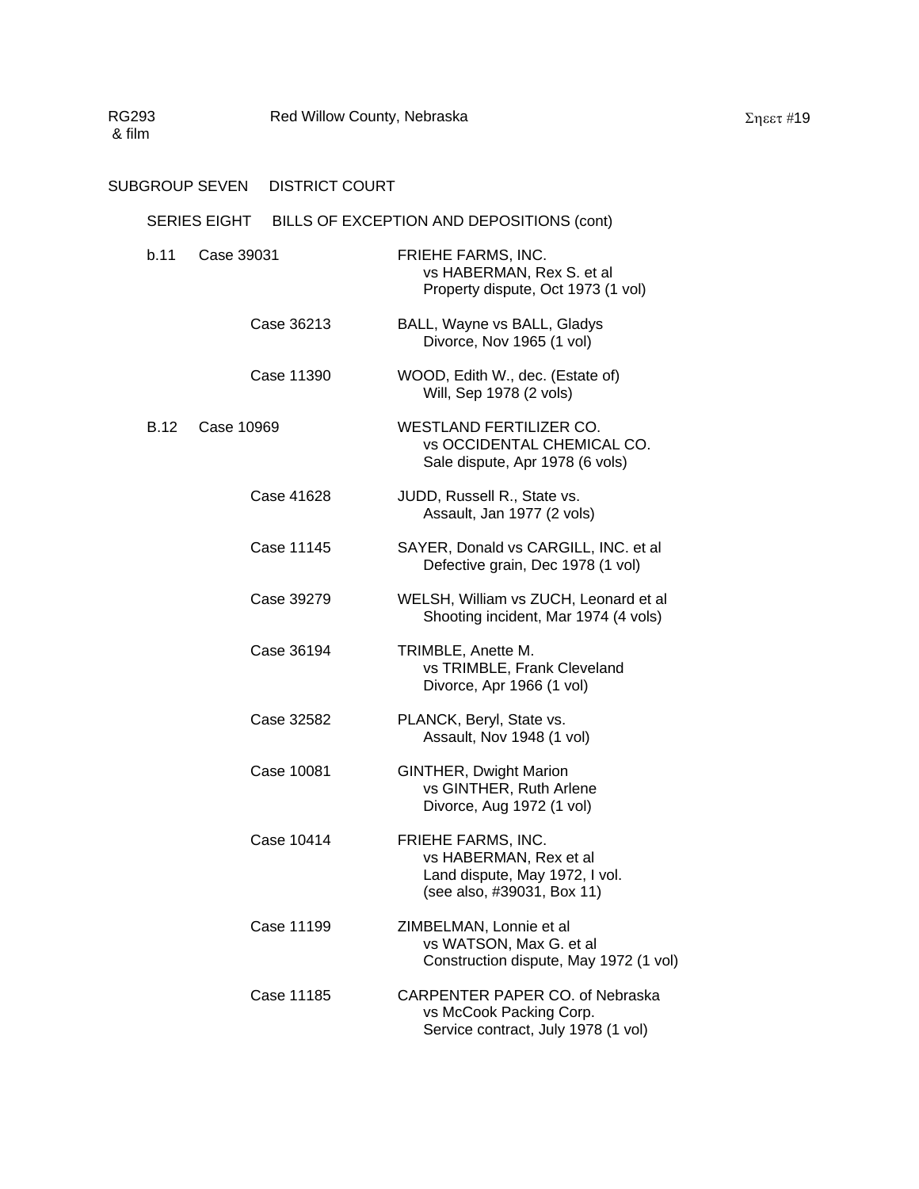RG293 & film — Red Willow County, Nebraska — Σηεετ #19

## SUBGROUP SEVEN DISTRICT COURT

### SERIES EIGHT BILLS OF EXCEPTION AND DEPOSITIONS (cont)

| Box | Case | Description |
|---|---|---|
| b.11 | Case 39031 | FRIEHE FARMS, INC. vs HABERMAN, Rex S. et al<br>Property dispute, Oct 1973 (1 vol) |
| | Case 36213 | BALL, Wayne vs BALL, Gladys<br>Divorce, Nov 1965 (1 vol) |
| | Case 11390 | WOOD, Edith W., dec. (Estate of)<br>Will, Sep 1978 (2 vols) |
| B.12 | Case 10969 | WESTLAND FERTILIZER CO. vs OCCIDENTAL CHEMICAL CO.<br>Sale dispute, Apr 1978 (6 vols) |
| | Case 41628 | JUDD, Russell R., State vs.<br>Assault, Jan 1977 (2 vols) |
| | Case 11145 | SAYER, Donald vs CARGILL, INC. et al<br>Defective grain, Dec 1978 (1 vol) |
| | Case 39279 | WELSH, William vs ZUCH, Leonard et al<br>Shooting incident, Mar 1974 (4 vols) |
| | Case 36194 | TRIMBLE, Anette M. vs TRIMBLE, Frank Cleveland<br>Divorce, Apr 1966 (1 vol) |
| | Case 32582 | PLANCK, Beryl, State vs.<br>Assault, Nov 1948 (1 vol) |
| | Case 10081 | GINTHER, Dwight Marion vs GINTHER, Ruth Arlene<br>Divorce, Aug 1972 (1 vol) |
| | Case 10414 | FRIEHE FARMS, INC. vs HABERMAN, Rex et al<br>Land dispute, May 1972, I vol.<br>(see also, #39031, Box 11) |
| | Case 11199 | ZIMBELMAN, Lonnie et al vs WATSON, Max G. et al<br>Construction dispute, May 1972 (1 vol) |
| | Case 11185 | CARPENTER PAPER CO. of Nebraska vs McCook Packing Corp.<br>Service contract, July 1978 (1 vol) |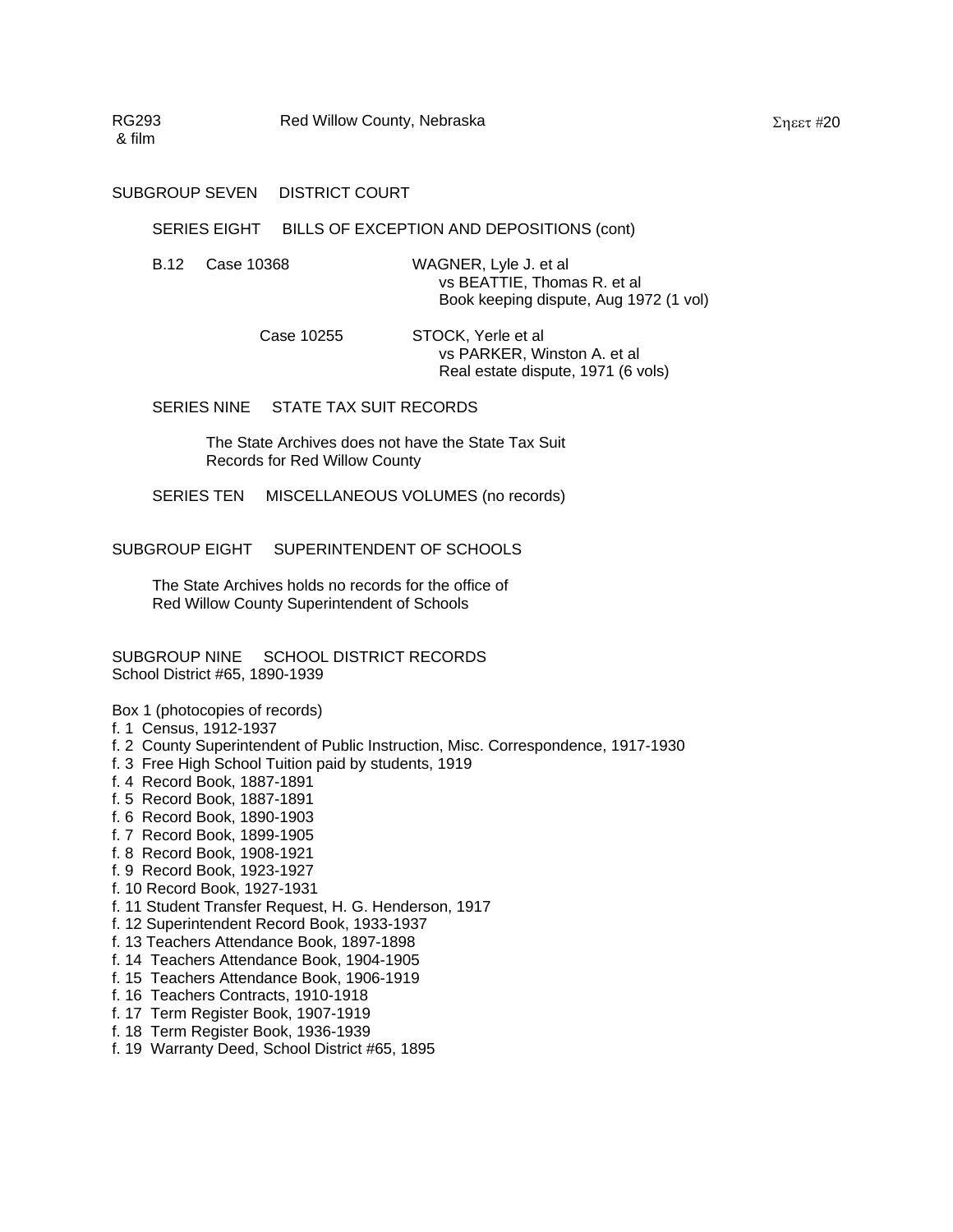RG293 & film — Red Willow County, Nebraska

## SUBGROUP SEVEN DISTRICT COURT

### SERIES EIGHT BILLS OF EXCEPTION AND DEPOSITIONS (cont)

B.12 Case 10368 — WAGNER, Lyle J. et al
vs BEATTIE, Thomas R. et al
Book keeping dispute, Aug 1972 (1 vol)

Case 10255 — STOCK, Yerle et al
vs PARKER, Winston A. et al
Real estate dispute, 1971 (6 vols)

### SERIES NINE STATE TAX SUIT RECORDS

The State Archives does not have the State Tax Suit Records for Red Willow County

### SERIES TEN MISCELLANEOUS VOLUMES (no records)

## SUBGROUP EIGHT SUPERINTENDENT OF SCHOOLS

The State Archives holds no records for the office of Red Willow County Superintendent of Schools

## SUBGROUP NINE SCHOOL DISTRICT RECORDS

School District #65, 1890-1939

Box 1 (photocopies of records)

- f. 1 Census, 1912-1937
- f. 2 County Superintendent of Public Instruction, Misc. Correspondence, 1917-1930
- f. 3 Free High School Tuition paid by students, 1919
- f. 4 Record Book, 1887-1891
- f. 5 Record Book, 1887-1891
- f. 6 Record Book, 1890-1903
- f. 7 Record Book, 1899-1905
- f. 8 Record Book, 1908-1921
- f. 9 Record Book, 1923-1927
- f. 10 Record Book, 1927-1931
- f. 11 Student Transfer Request, H. G. Henderson, 1917
- f. 12 Superintendent Record Book, 1933-1937
- f. 13 Teachers Attendance Book, 1897-1898
- f. 14 Teachers Attendance Book, 1904-1905
- f. 15 Teachers Attendance Book, 1906-1919
- f. 16 Teachers Contracts, 1910-1918
- f. 17 Term Register Book, 1907-1919
- f. 18 Term Register Book, 1936-1939
- f. 19 Warranty Deed, School District #65, 1895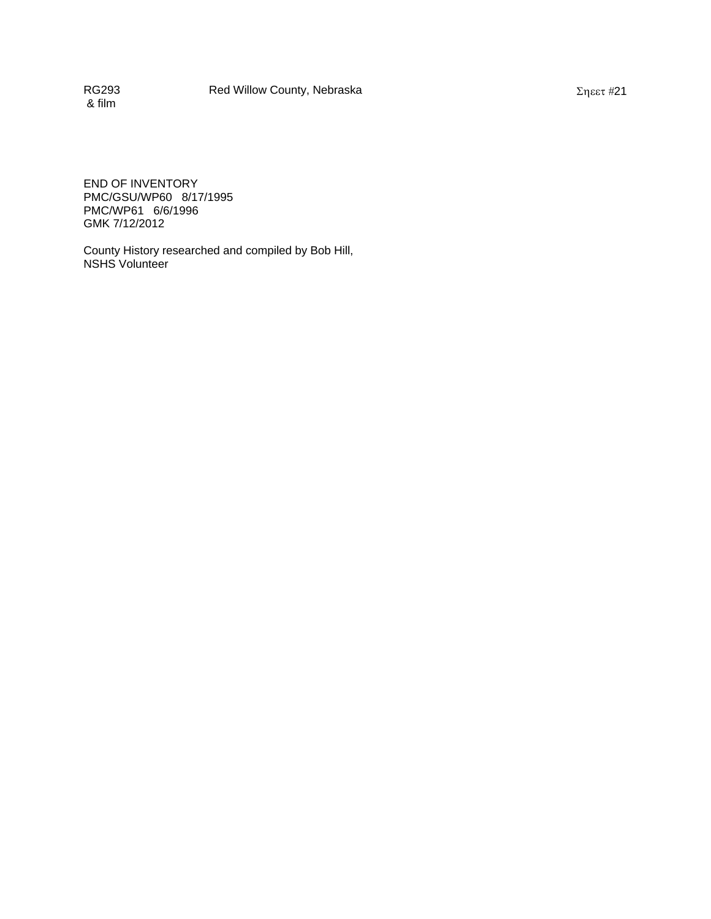END OF INVENTORY
PMC/GSU/WP60 8/17/1995
PMC/WP61 6/6/1996
GMK 7/12/2012

County History researched and compiled by Bob Hill,
NSHS Volunteer